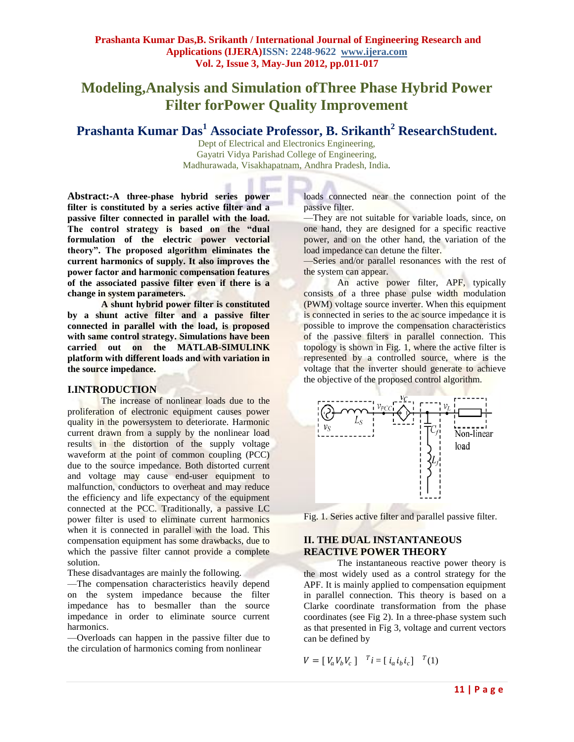# Modeling,Analysis and Simulation ofThree Phase Hybrid Power Filter forPower Quality Improvement

## Prashanta Kumar Das[1] Associate Professor, B. Srikanth[2] ResearchStudent.

Dept of Electrical and Electronics Engineering,
Gayatri Vidya Parishad College of Engineering,
Madhurawada, Visakhapatnam, Andhra Pradesh, India.

**Abstract:-A three-phase hybrid series power filter is constituted by a series active filter and a passive filter connected in parallel with the load. The control strategy is based on the "dual formulation of the electric power vectorial theory". The proposed algorithm eliminates the current harmonics of supply. It also improves the power factor and harmonic compensation features of the associated passive filter even if there is a change in system parameters.**

**A shunt hybrid power filter is constituted by a shunt active filter and a passive filter connected in parallel with the load, is proposed with same control strategy. Simulations have been carried out on the MATLAB-SIMULINK platform with different loads and with variation in the source impedance.**

## I.INTRODUCTION

The increase of nonlinear loads due to the proliferation of electronic equipment causes power quality in the powersystem to deteriorate. Harmonic current drawn from a supply by the nonlinear load results in the distortion of the supply voltage waveform at the point of common coupling (PCC) due to the source impedance. Both distorted current and voltage may cause end-user equipment to malfunction, conductors to overheat and may reduce the efficiency and life expectancy of the equipment connected at the PCC. Traditionally, a passive LC power filter is used to eliminate current harmonics when it is connected in parallel with the load. This compensation equipment has some drawbacks, due to which the passive filter cannot provide a complete solution.

These disadvantages are mainly the following.

—The compensation characteristics heavily depend on the system impedance because the filter impedance has to besmaller than the source impedance in order to eliminate source current harmonics.

—Overloads can happen in the passive filter due to the circulation of harmonics coming from nonlinear loads connected near the connection point of the passive filter.

—They are not suitable for variable loads, since, on one hand, they are designed for a specific reactive power, and on the other hand, the variation of the load impedance can detune the filter.

—Series and/or parallel resonances with the rest of the system can appear.

An active power filter, APF, typically consists of a three phase pulse width modulation (PWM) voltage source inverter. When this equipment is connected in series to the ac source impedance it is possible to improve the compensation characteristics of the passive filters in parallel connection. This topology is shown in Fig. 1, where the active filter is represented by a controlled source, where is the voltage that the inverter should generate to achieve the objective of the proposed control algorithm.

Fig. 1. Series active filter and parallel passive filter.

## II. THE DUAL INSTANTANEOUS REACTIVE POWER THEORY

The instantaneous reactive power theory is the most widely used as a control strategy for the APF. It is mainly applied to compensation equipment in parallel connection. This theory is based on a Clarke coordinate transformation from the phase coordinates (see Fig 2). In a three-phase system such as that presented in Fig 3, voltage and current vectors can be defined by

$$V = [\, V_a V_b V_c \,]^T \quad i = [\, i_a i_b i_c \,]^T \quad (1)$$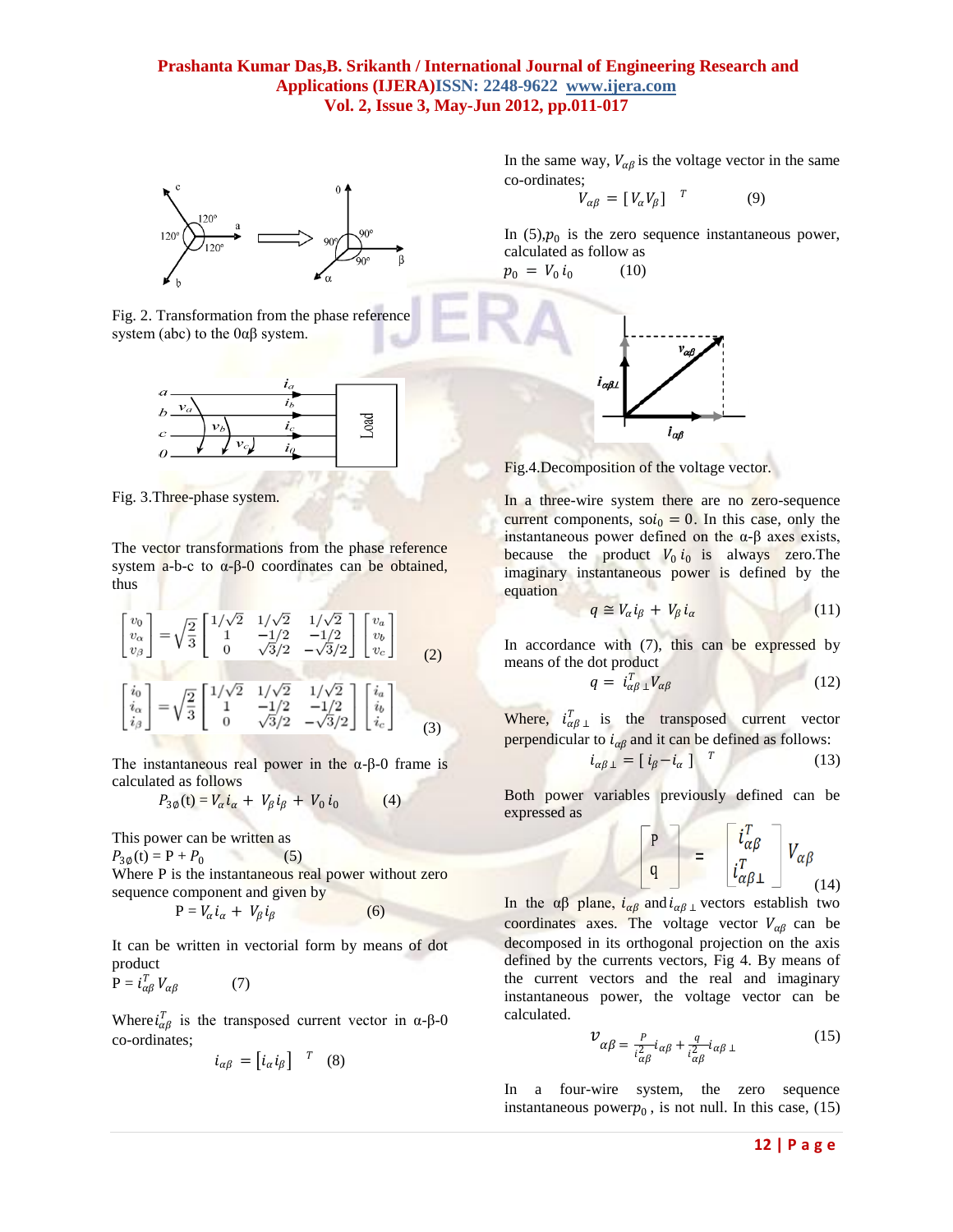Fig. 2. Transformation from the phase reference system (abc) to the 0αβ system.

Fig. 3.Three-phase system.

The vector transformations from the phase reference system a-b-c to α-β-0 coordinates can be obtained, thus

$$\begin{bmatrix} v_0 \\ v_\alpha \\ v_\beta \end{bmatrix} = \sqrt{\frac{2}{3}} \begin{bmatrix} 1/\sqrt{2} & 1/\sqrt{2} & 1/\sqrt{2} \\ 1 & -1/2 & -1/2 \\ 0 & \sqrt{3}/2 & -\sqrt{3}/2 \end{bmatrix} \begin{bmatrix} v_a \\ v_b \\ v_c \end{bmatrix} \quad (2)$$

$$\begin{bmatrix} i_0 \\ i_\alpha \\ i_\beta \end{bmatrix} = \sqrt{\frac{2}{3}} \begin{bmatrix} 1/\sqrt{2} & 1/\sqrt{2} & 1/\sqrt{2} \\ 1 & -1/2 & -1/2 \\ 0 & \sqrt{3}/2 & -\sqrt{3}/2 \end{bmatrix} \begin{bmatrix} i_a \\ i_b \\ i_c \end{bmatrix} \quad (3)$$

The instantaneous real power in the α-β-0 frame is calculated as follows

$$P_{3\emptyset}(t) = V_\alpha i_\alpha + V_\beta i_\beta + V_0 i_0 \quad (4)$$

This power can be written as

$$P_{3\emptyset}(t) = P + P_0 \quad (5)$$

Where P is the instantaneous real power without zero sequence component and given by

$$P = V_\alpha i_\alpha + V_\beta i_\beta \quad (6)$$

It can be written in vectorial form by means of dot product

$$P = i_{\alpha\beta}^T V_{\alpha\beta} \quad (7)$$

Where $i_{\alpha\beta}^T$ is the transposed current vector in α-β-0 co-ordinates;

$$i_{\alpha\beta} = [i_\alpha i_\beta]^T \quad (8)$$

In the same way, $V_{\alpha\beta}$ is the voltage vector in the same co-ordinates;

$$V_{\alpha\beta} = [V_\alpha V_\beta]^T \quad (9)$$

In (5), $p_0$ is the zero sequence instantaneous power, calculated as follow as

$$p_0 = V_0 i_0 \quad (10)$$

Fig.4.Decomposition of the voltage vector.

In a three-wire system there are no zero-sequence current components, so $i_0 = 0$. In this case, only the instantaneous power defined on the α-β axes exists, because the product $V_0 i_0$ is always zero.The imaginary instantaneous power is defined by the equation

$$q \cong V_\alpha i_\beta + V_\beta i_\alpha \quad (11)$$

In accordance with (7), this can be expressed by means of the dot product

$$q = i_{\alpha\beta\perp}^T V_{\alpha\beta} \quad (12)$$

Where, $i_{\alpha\beta\perp}^T$ is the transposed current vector perpendicular to $i_{\alpha\beta}$ and it can be defined as follows:

$$i_{\alpha\beta\perp} = [i_\beta - i_\alpha]^T \quad (13)$$

Both power variables previously defined can be expressed as

$$\begin{bmatrix} P \\ q \end{bmatrix} = \begin{bmatrix} i_{\alpha\beta}^T \\ i_{\alpha\beta\perp}^T \end{bmatrix} V_{\alpha\beta} \quad (14)$$

In the αβ plane, $i_{\alpha\beta}$ and $i_{\alpha\beta\perp}$ vectors establish two coordinates axes. The voltage vector $V_{\alpha\beta}$ can be decomposed in its orthogonal projection on the axis defined by the currents vectors, Fig 4. By means of the current vectors and the real and imaginary instantaneous power, the voltage vector can be calculated.

$$v_{\alpha\beta} = \frac{P}{i_{\alpha\beta}^2} i_{\alpha\beta} + \frac{q}{i_{\alpha\beta}^2} i_{\alpha\beta\perp} \quad (15)$$

In a four-wire system, the zero sequence instantaneous power $p_0$, is not null. In this case, (15)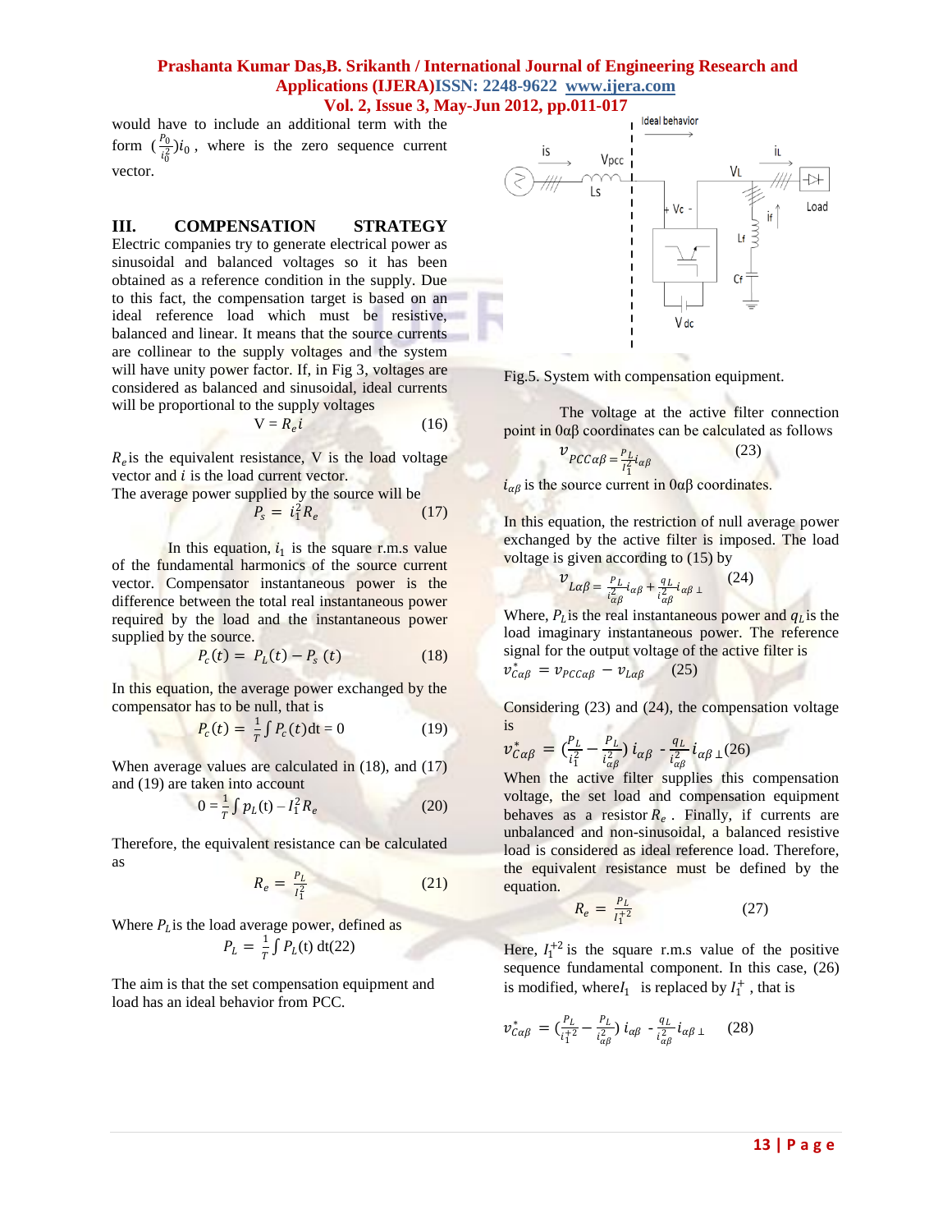would have to include an additional term with the form $(\frac{P_0}{i_0^2})i_0$, where is the zero sequence current vector.

## III. COMPENSATION STRATEGY

Electric companies try to generate electrical power as sinusoidal and balanced voltages so it has been obtained as a reference condition in the supply. Due to this fact, the compensation target is based on an ideal reference load which must be resistive, balanced and linear. It means that the source currents are collinear to the supply voltages and the system will have unity power factor. If, in Fig 3, voltages are considered as balanced and sinusoidal, ideal currents will be proportional to the supply voltages

$$V = R_e i \tag{16}$$

$R_e$ is the equivalent resistance, V is the load voltage vector and $i$ is the load current vector.

The average power supplied by the source will be

$$P_s = i_1^2 R_e \tag{17}$$

In this equation, $i_1$ is the square r.m.s value of the fundamental harmonics of the source current vector. Compensator instantaneous power is the difference between the total real instantaneous power required by the load and the instantaneous power supplied by the source.

$$P_c(t) = P_L(t) - P_s(t) \tag{18}$$

In this equation, the average power exchanged by the compensator has to be null, that is

$$P_c(t) = \frac{1}{T}\int P_c(t)\text{dt} = 0 \tag{19}$$

When average values are calculated in (18), and (17) and (19) are taken into account

$$0 = \frac{1}{T}\int p_L(\text{t}) - I_1^2 R_e \tag{20}$$

Therefore, the equivalent resistance can be calculated as

$$R_e = \frac{P_L}{I_1^2} \tag{21}$$

Where $P_L$ is the load average power, defined as

$$P_L = \frac{1}{T}\int P_L(\text{t})\,\text{dt} \tag{22}$$

The aim is that the set compensation equipment and load has an ideal behavior from PCC.

Fig.5. System with compensation equipment.

The voltage at the active filter connection point in 0αβ coordinates can be calculated as follows

$$v_{PCC\alpha\beta} = \frac{P_L}{I_1^2} i_{\alpha\beta} \tag{23}$$

$i_{\alpha\beta}$ is the source current in 0αβ coordinates.

In this equation, the restriction of null average power exchanged by the active filter is imposed. The load voltage is given according to (15) by

$$v_{L\alpha\beta} = \frac{P_L}{i_{\alpha\beta}^2} i_{\alpha\beta} + \frac{q_L}{i_{\alpha\beta}^2} i_{\alpha\beta\perp} \tag{24}$$

Where, $P_L$ is the real instantaneous power and $q_L$ is the load imaginary instantaneous power. The reference signal for the output voltage of the active filter is

$$v_{C\alpha\beta}^* = v_{PCC\alpha\beta} - v_{L\alpha\beta} \tag{25}$$

Considering (23) and (24), the compensation voltage is

$$v_{C\alpha\beta}^* = \left(\frac{P_L}{i_1^2} - \frac{P_L}{i_{\alpha\beta}^2}\right) i_{\alpha\beta} - \frac{q_L}{i_{\alpha\beta}^2} i_{\alpha\beta\perp} \tag{26}$$

When the active filter supplies this compensation voltage, the set load and compensation equipment behaves as a resistor $R_e$. Finally, if currents are unbalanced and non-sinusoidal, a balanced resistive load is considered as ideal reference load. Therefore, the equivalent resistance must be defined by the equation.

$$R_e = \frac{P_L}{I_1^{+2}} \tag{27}$$

Here, $I_1^{+2}$ is the square r.m.s value of the positive sequence fundamental component. In this case, (26) is modified, where $I_1$ is replaced by $I_1^+$, that is

$$v_{C\alpha\beta}^* = \left(\frac{P_L}{i_1^{+2}} - \frac{P_L}{i_{\alpha\beta}^2}\right) i_{\alpha\beta} - \frac{q_L}{i_{\alpha\beta}^2} i_{\alpha\beta\perp} \tag{28}$$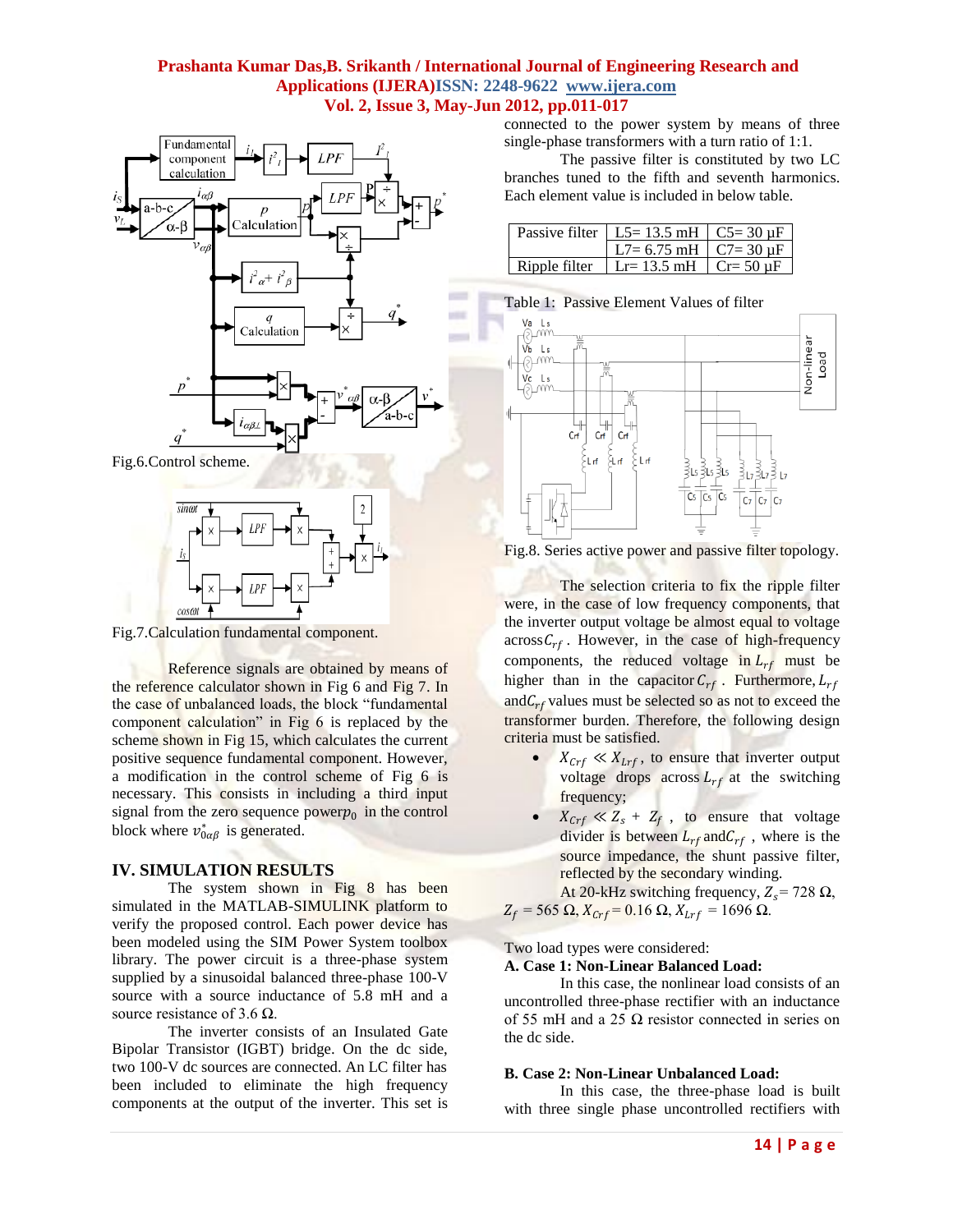Fig.6.Control scheme.

Fig.7.Calculation fundamental component.

Reference signals are obtained by means of the reference calculator shown in Fig 6 and Fig 7. In the case of unbalanced loads, the block "fundamental component calculation" in Fig 6 is replaced by the scheme shown in Fig 15, which calculates the current positive sequence fundamental component. However, a modification in the control scheme of Fig 6 is necessary. This consists in including a third input signal from the zero sequence power $p_0$ in the control block where $v_{0\alpha\beta}^{*}$ is generated.

## IV. SIMULATION RESULTS

The system shown in Fig 8 has been simulated in the MATLAB-SIMULINK platform to verify the proposed control. Each power device has been modeled using the SIM Power System toolbox library. The power circuit is a three-phase system supplied by a sinusoidal balanced three-phase 100-V source with a source inductance of 5.8 mH and a source resistance of 3.6 Ω.

The inverter consists of an Insulated Gate Bipolar Transistor (IGBT) bridge. On the dc side, two 100-V dc sources are connected. An LC filter has been included to eliminate the high frequency components at the output of the inverter. This set is connected to the power system by means of three single-phase transformers with a turn ratio of 1:1.

The passive filter is constituted by two LC branches tuned to the fifth and seventh harmonics. Each element value is included in below table.

| Passive filter | L5= 13.5 mH | C5= 30 µF |
|---|---|---|
| | L7= 6.75 mH | C7= 30 µF |
| Ripple filter | Lr= 13.5 mH | Cr= 50 µF |

Table 1: Passive Element Values of filter

Fig.8. Series active power and passive filter topology.

The selection criteria to fix the ripple filter were, in the case of low frequency components, that the inverter output voltage be almost equal to voltage across $C_{rf}$. However, in the case of high-frequency components, the reduced voltage in $L_{rf}$ must be higher than in the capacitor $C_{rf}$. Furthermore, $L_{rf}$ and $C_{rf}$ values must be selected so as not to exceed the transformer burden. Therefore, the following design criteria must be satisfied.

- $X_{Crf} \ll X_{Lrf}$, to ensure that inverter output voltage drops across $L_{rf}$ at the switching frequency;
- $X_{Crf} \ll Z_s + Z_f$, to ensure that voltage divider is between $L_{rf}$ and $C_{rf}$, where is the source impedance, the shunt passive filter, reflected by the secondary winding.

At 20-kHz switching frequency, $Z_s$= 728 Ω, $Z_f$ = 565 Ω, $X_{Crf}$= 0.16 Ω, $X_{Lrf}$ = 1696 Ω.

Two load types were considered:

### A. Case 1: Non-Linear Balanced Load:

In this case, the nonlinear load consists of an uncontrolled three-phase rectifier with an inductance of 55 mH and a 25 Ω resistor connected in series on the dc side.

### B. Case 2: Non-Linear Unbalanced Load:

In this case, the three-phase load is built with three single phase uncontrolled rectifiers with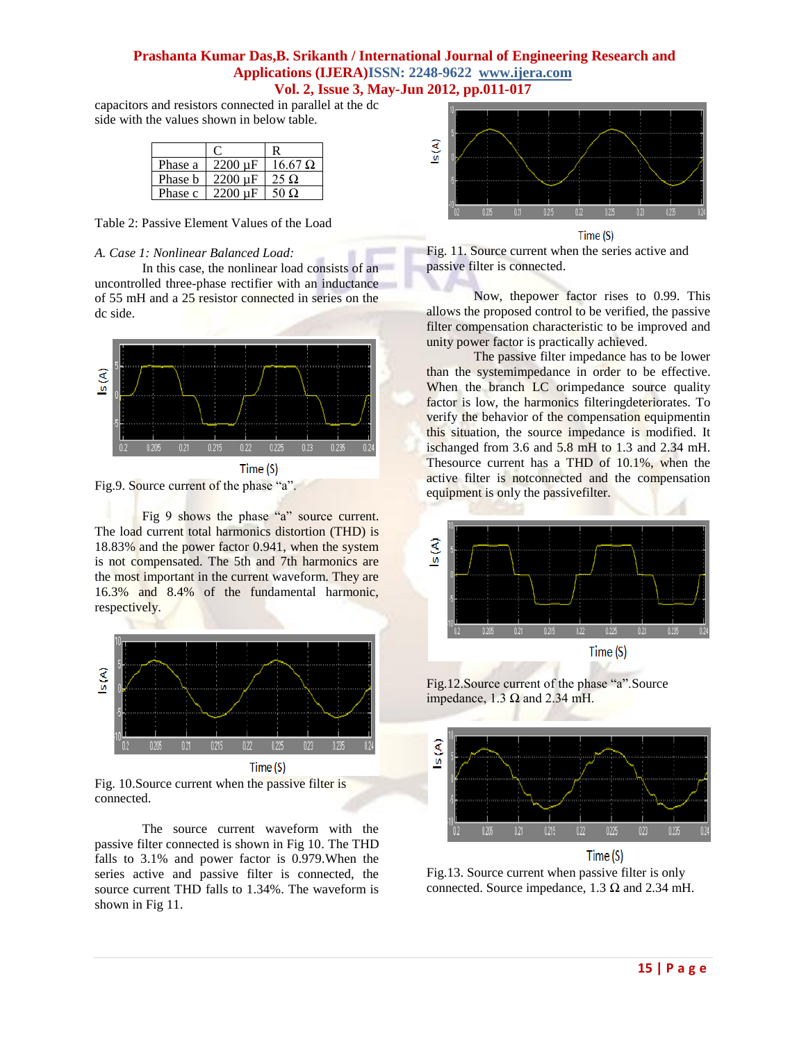capacitors and resistors connected in parallel at the dc side with the values shown in below table.

|  | C | R |
|---|---|---|
| Phase a | 2200 μF | 16.67 Ω |
| Phase b | 2200 μF | 25 Ω |
| Phase c | 2200 μF | 50 Ω |

Table 2: Passive Element Values of the Load

*A. Case 1: Nonlinear Balanced Load:*

In this case, the nonlinear load consists of an uncontrolled three-phase rectifier with an inductance of 55 mH and a 25 resistor connected in series on the dc side.

Fig.9. Source current of the phase "a".

Fig 9 shows the phase "a" source current. The load current total harmonics distortion (THD) is 18.83% and the power factor 0.941, when the system is not compensated. The 5th and 7th harmonics are the most important in the current waveform. They are 16.3% and 8.4% of the fundamental harmonic, respectively.

Fig. 10.Source current when the passive filter is connected.

The source current waveform with the passive filter connected is shown in Fig 10. The THD falls to 3.1% and power factor is 0.979.When the series active and passive filter is connected, the source current THD falls to 1.34%. The waveform is shown in Fig 11.

Fig. 11. Source current when the series active and passive filter is connected.

Now, thepower factor rises to 0.99. This allows the proposed control to be verified, the passive filter compensation characteristic to be improved and unity power factor is practically achieved.

The passive filter impedance has to be lower than the systemimpedance in order to be effective. When the branch LC orimpedance source quality factor is low, the harmonics filteringdeteriorates. To verify the behavior of the compensation equipmentin this situation, the source impedance is modified. It ischanged from 3.6 and 5.8 mH to 1.3 and 2.34 mH. Thesource current has a THD of 10.1%, when the active filter is notconnected and the compensation equipment is only the passivefilter.

Fig.12.Source current of the phase "a".Source impedance, 1.3 Ω and 2.34 mH.

Fig.13. Source current when passive filter is only connected. Source impedance, 1.3 Ω and 2.34 mH.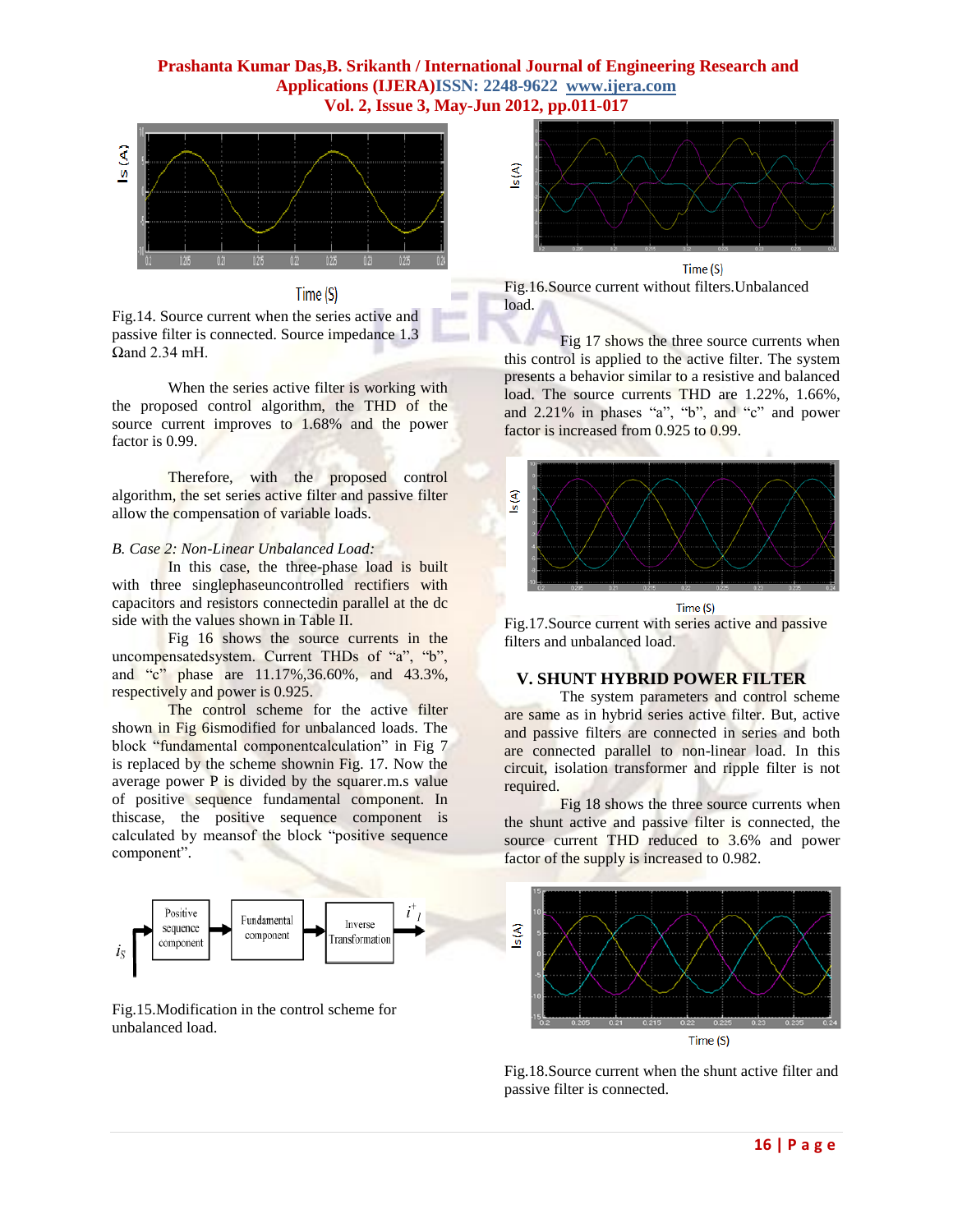Fig.14. Source current when the series active and passive filter is connected. Source impedance 1.3 Ωand 2.34 mH.

When the series active filter is working with the proposed control algorithm, the THD of the source current improves to 1.68% and the power factor is 0.99.

Therefore, with the proposed control algorithm, the set series active filter and passive filter allow the compensation of variable loads.

*B. Case 2: Non-Linear Unbalanced Load:*

In this case, the three-phase load is built with three singlephaseuncontrolled rectifiers with capacitors and resistors connectedin parallel at the dc side with the values shown in Table II.

Fig 16 shows the source currents in the uncompensatedsystem. Current THDs of "a", "b", and "c" phase are 11.17%,36.60%, and 43.3%, respectively and power is 0.925.

The control scheme for the active filter shown in Fig 6ismodified for unbalanced loads. The block "fundamental componentcalculation" in Fig 7 is replaced by the scheme shownin Fig. 17. Now the average power P is divided by the squarer.m.s value of positive sequence fundamental component. In thiscase, the positive sequence component is calculated by meansof the block "positive sequence component".

Fig.15.Modification in the control scheme for unbalanced load.

Fig.16.Source current without filters.Unbalanced load.

Fig 17 shows the three source currents when this control is applied to the active filter. The system presents a behavior similar to a resistive and balanced load. The source currents THD are 1.22%, 1.66%, and 2.21% in phases "a", "b", and "c" and power factor is increased from 0.925 to 0.99.

Fig.17.Source current with series active and passive filters and unbalanced load.

## V. SHUNT HYBRID POWER FILTER

The system parameters and control scheme are same as in hybrid series active filter. But, active and passive filters are connected in series and both are connected parallel to non-linear load. In this circuit, isolation transformer and ripple filter is not required.

Fig 18 shows the three source currents when the shunt active and passive filter is connected, the source current THD reduced to 3.6% and power factor of the supply is increased to 0.982.

Fig.18.Source current when the shunt active filter and passive filter is connected.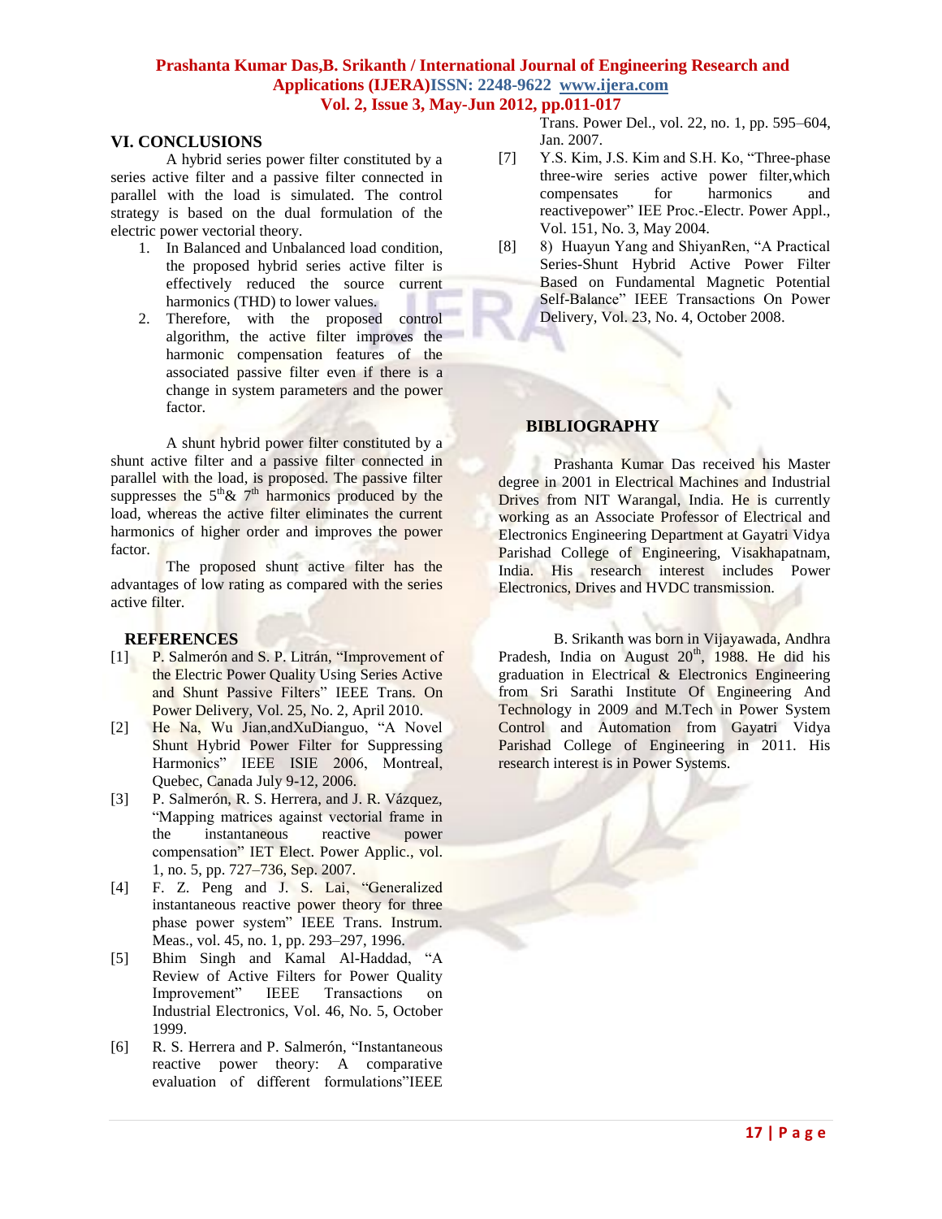## VI. CONCLUSIONS

A hybrid series power filter constituted by a series active filter and a passive filter connected in parallel with the load is simulated. The control strategy is based on the dual formulation of the electric power vectorial theory.

1. In Balanced and Unbalanced load condition, the proposed hybrid series active filter is effectively reduced the source current harmonics (THD) to lower values.
2. Therefore, with the proposed control algorithm, the active filter improves the harmonic compensation features of the associated passive filter even if there is a change in system parameters and the power factor.

A shunt hybrid power filter constituted by a shunt active filter and a passive filter connected in parallel with the load, is proposed. The passive filter suppresses the $5^{th}$& $7^{th}$ harmonics produced by the load, whereas the active filter eliminates the current harmonics of higher order and improves the power factor.

The proposed shunt active filter has the advantages of low rating as compared with the series active filter.

## REFERENCES

[1] P. Salmerón and S. P. Litrán, "Improvement of the Electric Power Quality Using Series Active and Shunt Passive Filters" IEEE Trans. On Power Delivery, Vol. 25, No. 2, April 2010.

[2] He Na, Wu Jian,andXuDianguo, "A Novel Shunt Hybrid Power Filter for Suppressing Harmonics" IEEE ISIE 2006, Montreal, Quebec, Canada July 9-12, 2006.

[3] P. Salmerón, R. S. Herrera, and J. R. Vázquez, "Mapping matrices against vectorial frame in the instantaneous reactive power compensation" IET Elect. Power Applic., vol. 1, no. 5, pp. 727–736, Sep. 2007.

[4] F. Z. Peng and J. S. Lai, "Generalized instantaneous reactive power theory for three phase power system" IEEE Trans. Instrum. Meas., vol. 45, no. 1, pp. 293–297, 1996.

[5] Bhim Singh and Kamal Al-Haddad, "A Review of Active Filters for Power Quality Improvement" IEEE Transactions on Industrial Electronics, Vol. 46, No. 5, October 1999.

[6] R. S. Herrera and P. Salmerón, "Instantaneous reactive power theory: A comparative evaluation of different formulations"IEEE Trans. Power Del., vol. 22, no. 1, pp. 595–604, Jan. 2007.

[7] Y.S. Kim, J.S. Kim and S.H. Ko, "Three-phase three-wire series active power filter,which compensates for harmonics and reactivepower" IEE Proc.-Electr. Power Appl., Vol. 151, No. 3, May 2004.

[8] 8) Huayun Yang and ShiyanRen, "A Practical Series-Shunt Hybrid Active Power Filter Based on Fundamental Magnetic Potential Self-Balance" IEEE Transactions On Power Delivery, Vol. 23, No. 4, October 2008.

## BIBLIOGRAPHY

Prashanta Kumar Das received his Master degree in 2001 in Electrical Machines and Industrial Drives from NIT Warangal, India. He is currently working as an Associate Professor of Electrical and Electronics Engineering Department at Gayatri Vidya Parishad College of Engineering, Visakhapatnam, India. His research interest includes Power Electronics, Drives and HVDC transmission.

B. Srikanth was born in Vijayawada, Andhra Pradesh, India on August $20^{th}$, 1988. He did his graduation in Electrical & Electronics Engineering from Sri Sarathi Institute Of Engineering And Technology in 2009 and M.Tech in Power System Control and Automation from Gayatri Vidya Parishad College of Engineering in 2011. His research interest is in Power Systems.